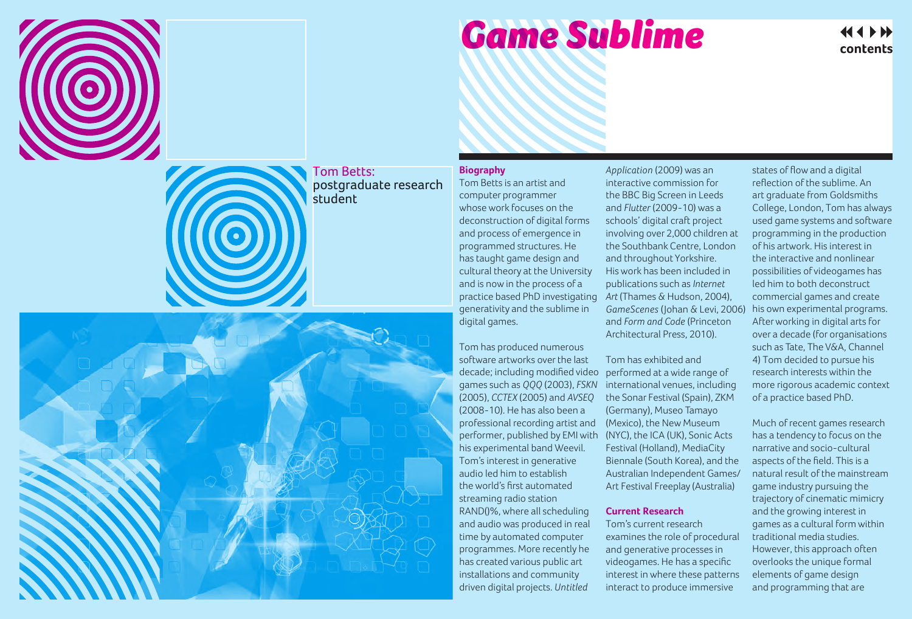# Game Sublime

Tom Betts:
postgraduate research student

## Biography

Tom Betts is an artist and computer programmer whose work focuses on the deconstruction of digital forms and process of emergence in programmed structures. He has taught game design and cultural theory at the University and is now in the process of a practice based PhD investigating generativity and the sublime in digital games.

Tom has produced numerous software artworks over the last decade; including modified video games such as *QQQ* (2003), *FSKN* (2005), *CCTEX* (2005) and *AVSEQ* (2008-10). He has also been a professional recording artist and performer, published by EMI with his experimental band Weevil. Tom's interest in generative audio led him to establish the world's first automated streaming radio station RAND()%, where all scheduling and audio was produced in real time by automated computer programmes. More recently he has created various public art installations and community driven digital projects. *Untitled Application* (2009) was an interactive commission for the BBC Big Screen in Leeds and *Flutter* (2009-10) was a schools' digital craft project involving over 2,000 children at the Southbank Centre, London and throughout Yorkshire. His work has been included in publications such as *Internet Art* (Thames & Hudson, 2004), *GameScenes* (Johan & Levi, 2006) and *Form and Code* (Princeton Architectural Press, 2010).

Tom has exhibited and performed at a wide range of international venues, including the Sonar Festival (Spain), ZKM (Germany), Museo Tamayo (Mexico), the New Museum (NYC), the ICA (UK), Sonic Acts Festival (Holland), MediaCity Biennale (South Korea), and the Australian Independent Games/Art Festival Freeplay (Australia)

## Current Research

Tom's current research examines the role of procedural and generative processes in videogames. He has a specific interest in where these patterns interact to produce immersive states of flow and a digital reflection of the sublime. An art graduate from Goldsmiths College, London, Tom has always used game systems and software programming in the production of his artwork. His interest in the interactive and nonlinear possibilities of videogames has led him to both deconstruct commercial games and create his own experimental programs. After working in digital arts for over a decade (for organisations such as Tate, The V&A, Channel 4) Tom decided to pursue his research interests within the more rigorous academic context of a practice based PhD.

Much of recent games research has a tendency to focus on the narrative and socio-cultural aspects of the field. This is a natural result of the mainstream game industry pursuing the trajectory of cinematic mimicry and the growing interest in games as a cultural form within traditional media studies. However, this approach often overlooks the unique formal elements of game design and programming that are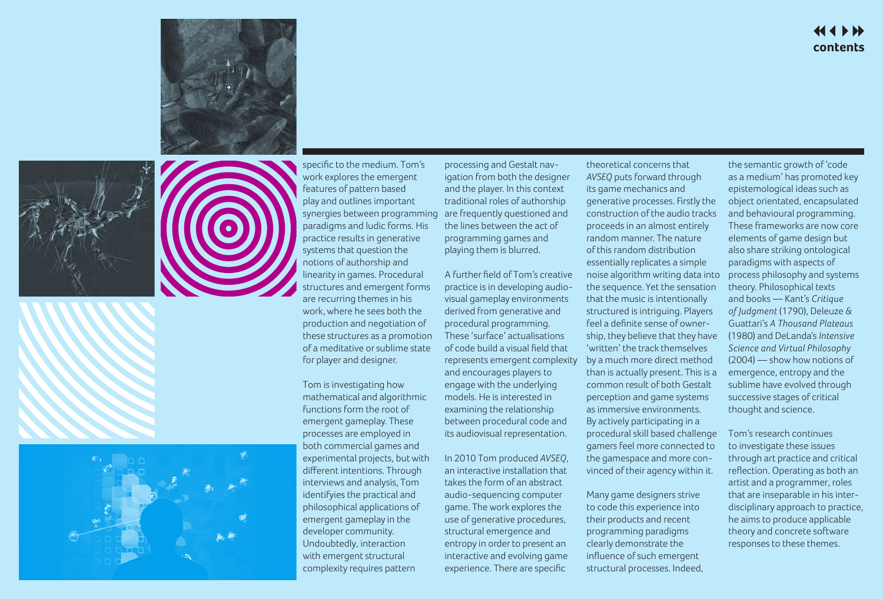specific to the medium. Tom's work explores the emergent features of pattern based play and outlines important synergies between programming paradigms and ludic forms. His practice results in generative systems that question the notions of authorship and linearity in games. Procedural structures and emergent forms are recurring themes in his work, where he sees both the production and negotiation of these structures as a promotion of a meditative or sublime state for player and designer.

Tom is investigating how mathematical and algorithmic functions form the root of emergent gameplay. These processes are employed in both commercial games and experimental projects, but with different intentions. Through interviews and analysis, Tom identifyies the practical and philosophical applications of emergent gameplay in the developer community. Undoubtedly, interaction with emergent structural complexity requires pattern processing and Gestalt navigation from both the designer and the player. In this context traditional roles of authorship are frequently questioned and the lines between the act of programming games and playing them is blurred.

A further field of Tom's creative practice is in developing audio-visual gameplay environments derived from generative and procedural programming. These 'surface' actualisations of code build a visual field that represents emergent complexity and encourages players to engage with the underlying models. He is interested in examining the relationship between procedural code and its audiovisual representation.

In 2010 Tom produced *AVSEQ*, an interactive installation that takes the form of an abstract audio-sequencing computer game. The work explores the use of generative procedures, structural emergence and entropy in order to present an interactive and evolving game experience. There are specific theoretical concerns that *AVSEQ* puts forward through its game mechanics and generative processes. Firstly the construction of the audio tracks proceeds in an almost entirely random manner. The nature of this random distribution essentially replicates a simple noise algorithm writing data into the sequence. Yet the sensation that the music is intentionally structured is intriguing. Players feel a definite sense of ownership, they believe that they have 'written' the track themselves by a much more direct method than is actually present. This is a common result of both Gestalt perception and game systems as immersive environments. By actively participating in a procedural skill based challenge gamers feel more connected to the gamespace and more convinced of their agency within it.

Many game designers strive to code this experience into their products and recent programming paradigms clearly demonstrate the influence of such emergent structural processes. Indeed, the semantic growth of 'code as a medium' has promoted key epistemological ideas such as object orientated, encapsulated and behavioural programming. These frameworks are now core elements of game design but also share striking ontological paradigms with aspects of process philosophy and systems theory. Philosophical texts and books — Kant's *Critique of Judgment* (1790), Deleuze & Guattari's *A Thousand Plateaus* (1980) and DeLanda's *Intensive Science and Virtual Philosophy* (2004) — show how notions of emergence, entropy and the sublime have evolved through successive stages of critical thought and science.

Tom's research continues to investigate these issues through art practice and critical reflection. Operating as both an artist and a programmer, roles that are inseparable in his interdisciplinary approach to practice, he aims to produce applicable theory and concrete software responses to these themes.